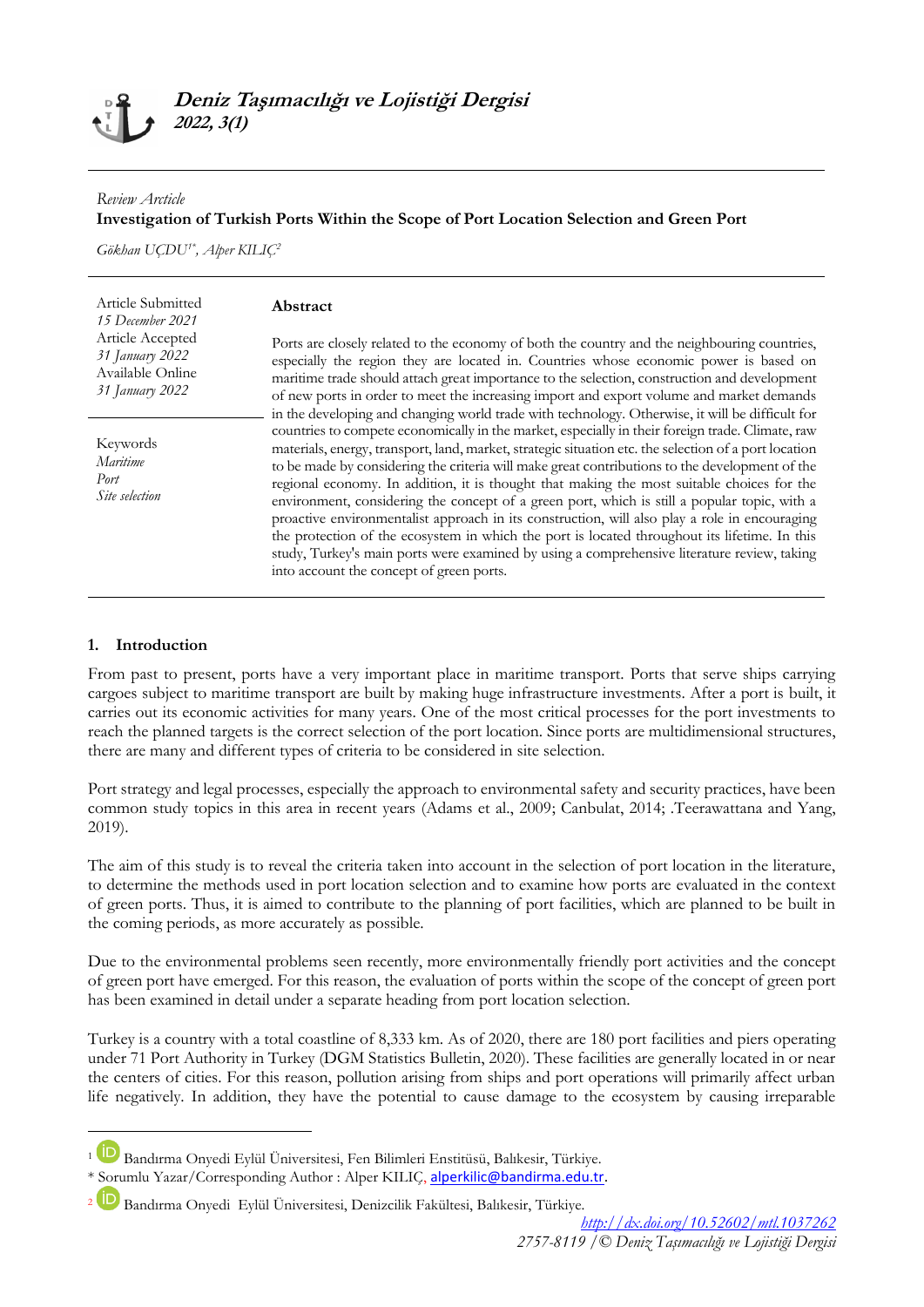# Deniz Taşımacılığı ve Lojistiği Dergisi

*2022, 3(1)*

*Review Article*

## Investigation of Turkish Ports Within the Scope of Port Location Selection and Green Port

*Gökhan UÇDU[1*], Alper KILIÇ[2]*

Article Submitted
*15 December 2021*
Article Accepted
*31 January 2022*
Available Online
*31 January 2022*

Keywords
*Maritime*
*Port*
*Site selection*

**Abstract**

Ports are closely related to the economy of both the country and the neighbouring countries, especially the region they are located in. Countries whose economic power is based on maritime trade should attach great importance to the selection, construction and development of new ports in order to meet the increasing import and export volume and market demands in the developing and changing world trade with technology. Otherwise, it will be difficult for countries to compete economically in the market, especially in their foreign trade. Climate, raw materials, energy, transport, land, market, strategic situation etc. the selection of a port location to be made by considering the criteria will make great contributions to the development of the regional economy. In addition, it is thought that making the most suitable choices for the environment, considering the concept of a green port, which is still a popular topic, with a proactive environmentalist approach in its construction, will also play a role in encouraging the protection of the ecosystem in which the port is located throughout its lifetime. In this study, Turkey's main ports were examined by using a comprehensive literature review, taking into account the concept of green ports.

## 1. Introduction

From past to present, ports have a very important place in maritime transport. Ports that serve ships carrying cargoes subject to maritime transport are built by making huge infrastructure investments. After a port is built, it carries out its economic activities for many years. One of the most critical processes for the port investments to reach the planned targets is the correct selection of the port location. Since ports are multidimensional structures, there are many and different types of criteria to be considered in site selection.

Port strategy and legal processes, especially the approach to environmental safety and security practices, have been common study topics in this area in recent years (Adams et al., 2009; Canbulat, 2014; .Teerawattana and Yang, 2019).

The aim of this study is to reveal the criteria taken into account in the selection of port location in the literature, to determine the methods used in port location selection and to examine how ports are evaluated in the context of green ports. Thus, it is aimed to contribute to the planning of port facilities, which are planned to be built in the coming periods, as more accurately as possible.

Due to the environmental problems seen recently, more environmentally friendly port activities and the concept of green port have emerged. For this reason, the evaluation of ports within the scope of the concept of green port has been examined in detail under a separate heading from port location selection.

Turkey is a country with a total coastline of 8,333 km. As of 2020, there are 180 port facilities and piers operating under 71 Port Authority in Turkey (DGM Statistics Bulletin, 2020). These facilities are generally located in or near the centers of cities. For this reason, pollution arising from ships and port operations will primarily affect urban life negatively. In addition, they have the potential to cause damage to the ecosystem by causing irreparable

---

[1] Bandırma Onyedi Eylül Üniversitesi, Fen Bilimleri Enstitüsü, Balıkesir, Türkiye.

\* Sorumlu Yazar/Corresponding Author : Alper KILIÇ, alperkilic@bandirma.edu.tr.

[2] Bandırma Onyedi Eylül Üniversitesi, Denizcilik Fakültesi, Balıkesir, Türkiye.

*http://dx.doi.org/10.52602/mtl.1037262*

*2757-8119 / © Deniz Taşımacılığı ve Lojistiği Dergisi*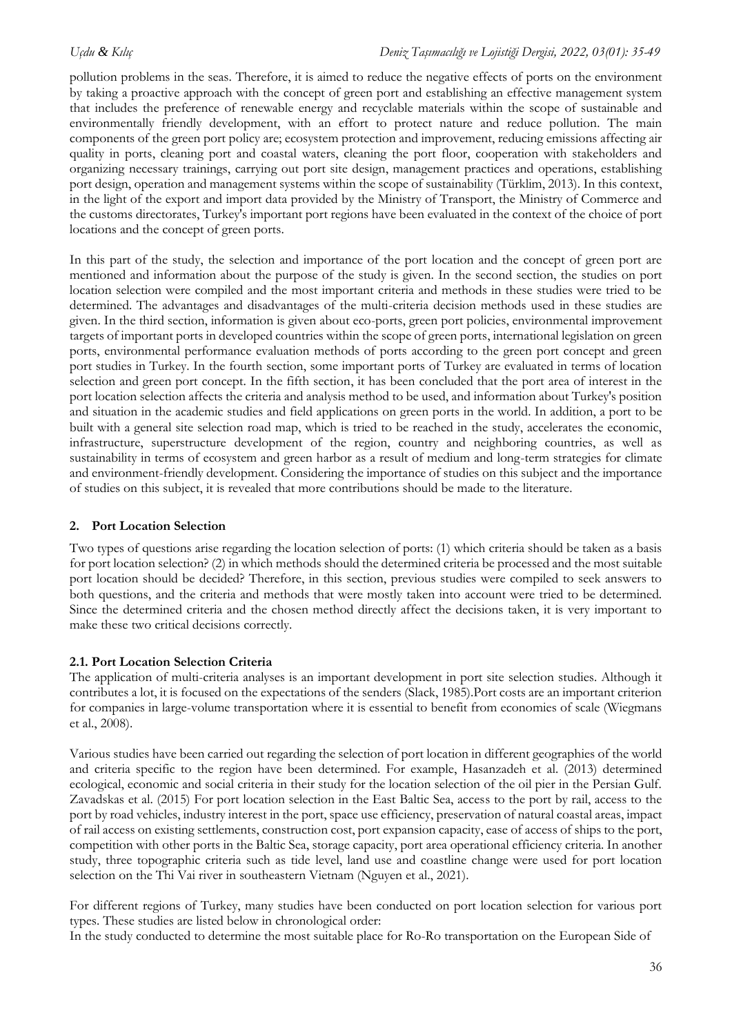pollution problems in the seas. Therefore, it is aimed to reduce the negative effects of ports on the environment by taking a proactive approach with the concept of green port and establishing an effective management system that includes the preference of renewable energy and recyclable materials within the scope of sustainable and environmentally friendly development, with an effort to protect nature and reduce pollution. The main components of the green port policy are; ecosystem protection and improvement, reducing emissions affecting air quality in ports, cleaning port and coastal waters, cleaning the port floor, cooperation with stakeholders and organizing necessary trainings, carrying out port site design, management practices and operations, establishing port design, operation and management systems within the scope of sustainability (Türklim, 2013). In this context, in the light of the export and import data provided by the Ministry of Transport, the Ministry of Commerce and the customs directorates, Turkey's important port regions have been evaluated in the context of the choice of port locations and the concept of green ports.

In this part of the study, the selection and importance of the port location and the concept of green port are mentioned and information about the purpose of the study is given. In the second section, the studies on port location selection were compiled and the most important criteria and methods in these studies were tried to be determined. The advantages and disadvantages of the multi-criteria decision methods used in these studies are given. In the third section, information is given about eco-ports, green port policies, environmental improvement targets of important ports in developed countries within the scope of green ports, international legislation on green ports, environmental performance evaluation methods of ports according to the green port concept and green port studies in Turkey. In the fourth section, some important ports of Turkey are evaluated in terms of location selection and green port concept. In the fifth section, it has been concluded that the port area of interest in the port location selection affects the criteria and analysis method to be used, and information about Turkey's position and situation in the academic studies and field applications on green ports in the world. In addition, a port to be built with a general site selection road map, which is tried to be reached in the study, accelerates the economic, infrastructure, superstructure development of the region, country and neighboring countries, as well as sustainability in terms of ecosystem and green harbor as a result of medium and long-term strategies for climate and environment-friendly development. Considering the importance of studies on this subject and the importance of studies on this subject, it is revealed that more contributions should be made to the literature.

## 2. Port Location Selection

Two types of questions arise regarding the location selection of ports: (1) which criteria should be taken as a basis for port location selection? (2) in which methods should the determined criteria be processed and the most suitable port location should be decided? Therefore, in this section, previous studies were compiled to seek answers to both questions, and the criteria and methods that were mostly taken into account were tried to be determined. Since the determined criteria and the chosen method directly affect the decisions taken, it is very important to make these two critical decisions correctly.

### 2.1. Port Location Selection Criteria

The application of multi-criteria analyses is an important development in port site selection studies. Although it contributes a lot, it is focused on the expectations of the senders (Slack, 1985).Port costs are an important criterion for companies in large-volume transportation where it is essential to benefit from economies of scale (Wiegmans et al., 2008).

Various studies have been carried out regarding the selection of port location in different geographies of the world and criteria specific to the region have been determined. For example, Hasanzadeh et al. (2013) determined ecological, economic and social criteria in their study for the location selection of the oil pier in the Persian Gulf. Zavadskas et al. (2015) For port location selection in the East Baltic Sea, access to the port by rail, access to the port by road vehicles, industry interest in the port, space use efficiency, preservation of natural coastal areas, impact of rail access on existing settlements, construction cost, port expansion capacity, ease of access of ships to the port, competition with other ports in the Baltic Sea, storage capacity, port area operational efficiency criteria. In another study, three topographic criteria such as tide level, land use and coastline change were used for port location selection on the Thi Vai river in southeastern Vietnam (Nguyen et al., 2021).

For different regions of Turkey, many studies have been conducted on port location selection for various port types. These studies are listed below in chronological order:

In the study conducted to determine the most suitable place for Ro-Ro transportation on the European Side of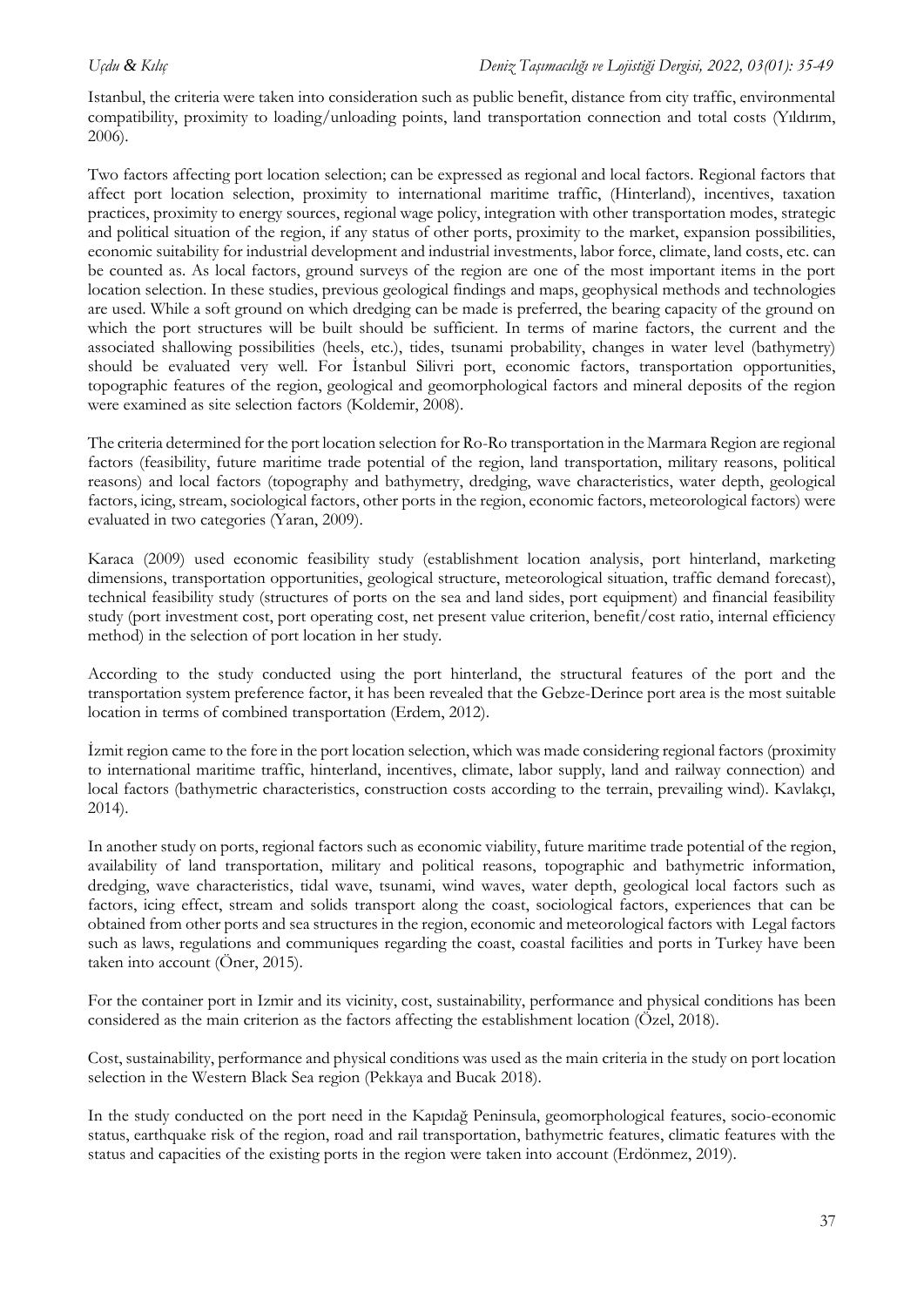Istanbul, the criteria were taken into consideration such as public benefit, distance from city traffic, environmental compatibility, proximity to loading/unloading points, land transportation connection and total costs (Yıldırım, 2006).

Two factors affecting port location selection; can be expressed as regional and local factors. Regional factors that affect port location selection, proximity to international maritime traffic, (Hinterland), incentives, taxation practices, proximity to energy sources, regional wage policy, integration with other transportation modes, strategic and political situation of the region, if any status of other ports, proximity to the market, expansion possibilities, economic suitability for industrial development and industrial investments, labor force, climate, land costs, etc. can be counted as. As local factors, ground surveys of the region are one of the most important items in the port location selection. In these studies, previous geological findings and maps, geophysical methods and technologies are used. While a soft ground on which dredging can be made is preferred, the bearing capacity of the ground on which the port structures will be built should be sufficient. In terms of marine factors, the current and the associated shallowing possibilities (heels, etc.), tides, tsunami probability, changes in water level (bathymetry) should be evaluated very well. For İstanbul Silivri port, economic factors, transportation opportunities, topographic features of the region, geological and geomorphological factors and mineral deposits of the region were examined as site selection factors (Koldemir, 2008).

The criteria determined for the port location selection for Ro-Ro transportation in the Marmara Region are regional factors (feasibility, future maritime trade potential of the region, land transportation, military reasons, political reasons) and local factors (topography and bathymetry, dredging, wave characteristics, water depth, geological factors, icing, stream, sociological factors, other ports in the region, economic factors, meteorological factors) were evaluated in two categories (Yaran, 2009).

Karaca (2009) used economic feasibility study (establishment location analysis, port hinterland, marketing dimensions, transportation opportunities, geological structure, meteorological situation, traffic demand forecast), technical feasibility study (structures of ports on the sea and land sides, port equipment) and financial feasibility study (port investment cost, port operating cost, net present value criterion, benefit/cost ratio, internal efficiency method) in the selection of port location in her study.

According to the study conducted using the port hinterland, the structural features of the port and the transportation system preference factor, it has been revealed that the Gebze-Derince port area is the most suitable location in terms of combined transportation (Erdem, 2012).

İzmit region came to the fore in the port location selection, which was made considering regional factors (proximity to international maritime traffic, hinterland, incentives, climate, labor supply, land and railway connection) and local factors (bathymetric characteristics, construction costs according to the terrain, prevailing wind). Kavlakçı, 2014).

In another study on ports, regional factors such as economic viability, future maritime trade potential of the region, availability of land transportation, military and political reasons, topographic and bathymetric information, dredging, wave characteristics, tidal wave, tsunami, wind waves, water depth, geological local factors such as factors, icing effect, stream and solids transport along the coast, sociological factors, experiences that can be obtained from other ports and sea structures in the region, economic and meteorological factors with Legal factors such as laws, regulations and communiques regarding the coast, coastal facilities and ports in Turkey have been taken into account (Öner, 2015).

For the container port in Izmir and its vicinity, cost, sustainability, performance and physical conditions has been considered as the main criterion as the factors affecting the establishment location (Özel, 2018).

Cost, sustainability, performance and physical conditions was used as the main criteria in the study on port location selection in the Western Black Sea region (Pekkaya and Bucak 2018).

In the study conducted on the port need in the Kapıdağ Peninsula, geomorphological features, socio-economic status, earthquake risk of the region, road and rail transportation, bathymetric features, climatic features with the status and capacities of the existing ports in the region were taken into account (Erdönmez, 2019).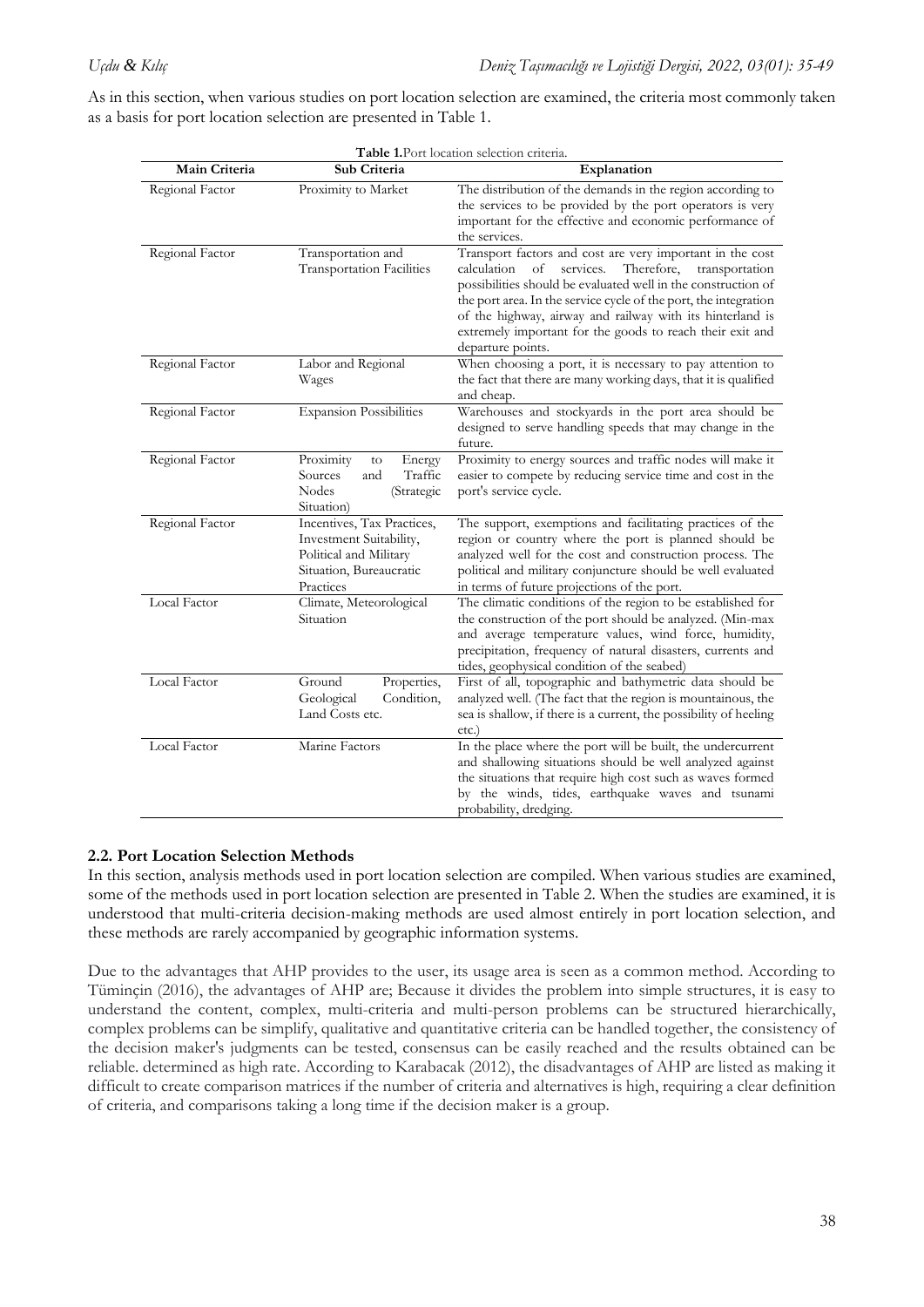As in this section, when various studies on port location selection are examined, the criteria most commonly taken as a basis for port location selection are presented in Table 1.

**Table 1.** Port location selection criteria.

| Main Criteria | Sub Criteria | Explanation |
| --- | --- | --- |
| Regional Factor | Proximity to Market | The distribution of the demands in the region according to the services to be provided by the port operators is very important for the effective and economic performance of the services. |
| Regional Factor | Transportation and Transportation Facilities | Transport factors and cost are very important in the cost calculation of services. Therefore, transportation possibilities should be evaluated well in the construction of the port area. In the service cycle of the port, the integration of the highway, airway and railway with its hinterland is extremely important for the goods to reach their exit and departure points. |
| Regional Factor | Labor and Regional Wages | When choosing a port, it is necessary to pay attention to the fact that there are many working days, that it is qualified and cheap. |
| Regional Factor | Expansion Possibilities | Warehouses and stockyards in the port area should be designed to serve handling speeds that may change in the future. |
| Regional Factor | Proximity to Energy Sources and Traffic Nodes (Strategic Situation) | Proximity to energy sources and traffic nodes will make it easier to compete by reducing service time and cost in the port's service cycle. |
| Regional Factor | Incentives, Tax Practices, Investment Suitability, Political and Military Situation, Bureaucratic Practices | The support, exemptions and facilitating practices of the region or country where the port is planned should be analyzed well for the cost and construction process. The political and military conjuncture should be well evaluated in terms of future projections of the port. |
| Local Factor | Climate, Meteorological Situation | The climatic conditions of the region to be established for the construction of the port should be analyzed. (Min-max and average temperature values, wind force, humidity, precipitation, frequency of natural disasters, currents and tides, geophysical condition of the seabed) |
| Local Factor | Ground Properties, Geological Condition, Land Costs etc. | First of all, topographic and bathymetric data should be analyzed well. (The fact that the region is mountainous, the sea is shallow, if there is a current, the possibility of heeling etc.) |
| Local Factor | Marine Factors | In the place where the port will be built, the undercurrent and shallowing situations should be well analyzed against the situations that require high cost such as waves formed by the winds, tides, earthquake waves and tsunami probability, dredging. |

### 2.2. Port Location Selection Methods

In this section, analysis methods used in port location selection are compiled. When various studies are examined, some of the methods used in port location selection are presented in Table 2. When the studies are examined, it is understood that multi-criteria decision-making methods are used almost entirely in port location selection, and these methods are rarely accompanied by geographic information systems.

Due to the advantages that AHP provides to the user, its usage area is seen as a common method. According to Tüminçin (2016), the advantages of AHP are; Because it divides the problem into simple structures, it is easy to understand the content, complex, multi-criteria and multi-person problems can be structured hierarchically, complex problems can be simplify, qualitative and quantitative criteria can be handled together, the consistency of the decision maker's judgments can be tested, consensus can be easily reached and the results obtained can be reliable. determined as high rate. According to Karabacak (2012), the disadvantages of AHP are listed as making it difficult to create comparison matrices if the number of criteria and alternatives is high, requiring a clear definition of criteria, and comparisons taking a long time if the decision maker is a group.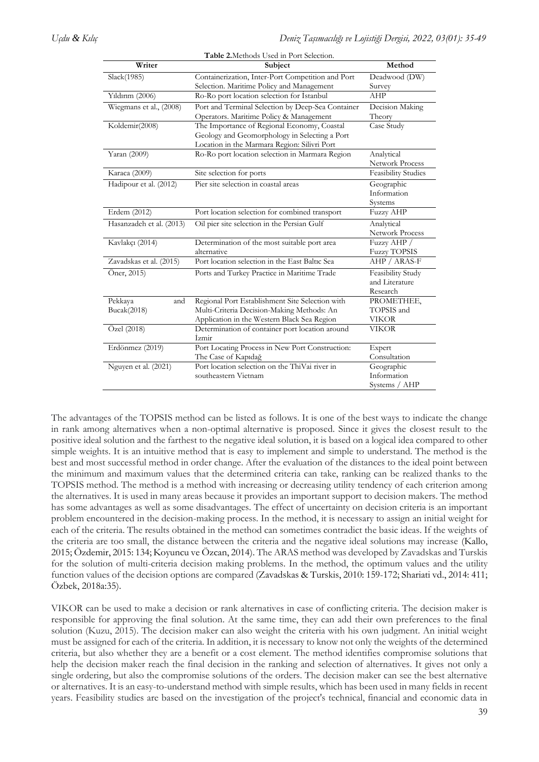**Table 2.** Methods Used in Port Selection.

| Writer | Subject | Method |
|---|---|---|
| Slack(1985) | Containerization, Inter-Port Competition and Port Selection. Maritime Policy and Management | Deadwood (DW) Survey |
| Yıldırım (2006) | Ro-Ro port location selection for Istanbul | AHP |
| Wiegmans et al., (2008) | Port and Terminal Selection by Deep-Sea Container Operators. Maritime Policy & Management | Decision Making Theory |
| Koldemir(2008) | The Importance of Regional Economy, Coastal Geology and Geomorphology in Selecting a Port Location in the Marmara Region: Silivri Port | Case Study |
| Yaran (2009) | Ro-Ro port location selection in Marmara Region | Analytical Network Process |
| Karaca (2009) | Site selection for ports | Feasibility Studies |
| Hadipour et al. (2012) | Pier site selection in coastal areas | Geographic Information Systems |
| Erdem (2012) | Port location selection for combined transport | Fuzzy AHP |
| Hasanzadeh et al. (2013) | Oil pier site selection in the Persian Gulf | Analytical Network Process |
| Kavlakçı (2014) | Determination of the most suitable port area alternative | Fuzzy AHP / Fuzzy TOPSIS |
| Zavadskas et al. (2015) | Port location selection in the East Baltıc Sea | AHP / ARAS-F |
| Öner, 2015) | Ports and Turkey Practice in Maritime Trade | Feasibility Study and Literature Research |
| Pekkaya and Bucak(2018) | Regional Port Establishment Site Selection with Multi-Criteria Decision-Making Methods: An Application in the Western Black Sea Region | PROMETHEE, TOPSIS and VIKOR |
| Özel (2018) | Determination of container port location around İzmir | VIKOR |
| Erdönmez (2019) | Port Locating Process in New Port Construction: The Case of Kapıdağ | Expert Consultation |
| Nguyen et al. (2021) | Port location selection on the ThiVai river in southeastern Vietnam | Geographic Information Systems / AHP |

The advantages of the TOPSIS method can be listed as follows. It is one of the best ways to indicate the change in rank among alternatives when a non-optimal alternative is proposed. Since it gives the closest result to the positive ideal solution and the farthest to the negative ideal solution, it is based on a logical idea compared to other simple weights. It is an intuitive method that is easy to implement and simple to understand. The method is the best and most successful method in order change. After the evaluation of the distances to the ideal point between the minimum and maximum values that the determined criteria can take, ranking can be realized thanks to the TOPSIS method. The method is a method with increasing or decreasing utility tendency of each criterion among the alternatives. It is used in many areas because it provides an important support to decision makers. The method has some advantages as well as some disadvantages. The effect of uncertainty on decision criteria is an important problem encountered in the decision-making process. In the method, it is necessary to assign an initial weight for each of the criteria. The results obtained in the method can sometimes contradict the basic ideas. If the weights of the criteria are too small, the distance between the criteria and the negative ideal solutions may increase (Kallo, 2015; Özdemir, 2015: 134; Koyuncu ve Özcan, 2014). The ARAS method was developed by Zavadskas and Turskis for the solution of multi-criteria decision making problems. In the method, the optimum values and the utility function values of the decision options are compared (Zavadskas & Turskis, 2010: 159-172; Shariati vd., 2014: 411; Özbek, 2018a:35).

VIKOR can be used to make a decision or rank alternatives in case of conflicting criteria. The decision maker is responsible for approving the final solution. At the same time, they can add their own preferences to the final solution (Kuzu, 2015). The decision maker can also weight the criteria with his own judgment. An initial weight must be assigned for each of the criteria. In addition, it is necessary to know not only the weights of the determined criteria, but also whether they are a benefit or a cost element. The method identifies compromise solutions that help the decision maker reach the final decision in the ranking and selection of alternatives. It gives not only a single ordering, but also the compromise solutions of the orders. The decision maker can see the best alternative or alternatives. It is an easy-to-understand method with simple results, which has been used in many fields in recent years. Feasibility studies are based on the investigation of the project's technical, financial and economic data in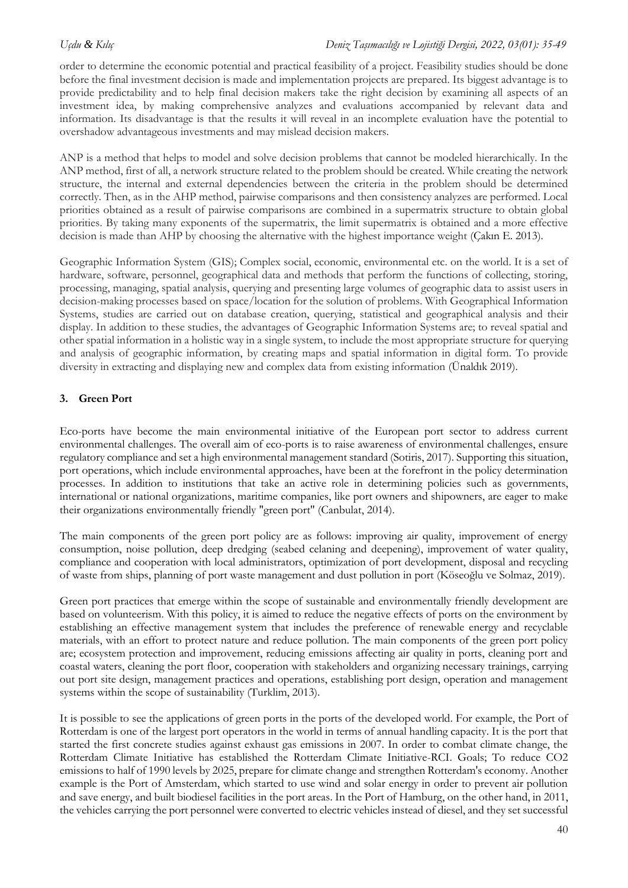order to determine the economic potential and practical feasibility of a project. Feasibility studies should be done before the final investment decision is made and implementation projects are prepared. Its biggest advantage is to provide predictability and to help final decision makers take the right decision by examining all aspects of an investment idea, by making comprehensive analyzes and evaluations accompanied by relevant data and information. Its disadvantage is that the results it will reveal in an incomplete evaluation have the potential to overshadow advantageous investments and may mislead decision makers.

ANP is a method that helps to model and solve decision problems that cannot be modeled hierarchically. In the ANP method, first of all, a network structure related to the problem should be created. While creating the network structure, the internal and external dependencies between the criteria in the problem should be determined correctly. Then, as in the AHP method, pairwise comparisons and then consistency analyzes are performed. Local priorities obtained as a result of pairwise comparisons are combined in a supermatrix structure to obtain global priorities. By taking many exponents of the supermatrix, the limit supermatrix is obtained and a more effective decision is made than AHP by choosing the alternative with the highest importance weight (Çakın E. 2013).

Geographic Information System (GIS); Complex social, economic, environmental etc. on the world. It is a set of hardware, software, personnel, geographical data and methods that perform the functions of collecting, storing, processing, managing, spatial analysis, querying and presenting large volumes of geographic data to assist users in decision-making processes based on space/location for the solution of problems. With Geographical Information Systems, studies are carried out on database creation, querying, statistical and geographical analysis and their display. In addition to these studies, the advantages of Geographic Information Systems are; to reveal spatial and other spatial information in a holistic way in a single system, to include the most appropriate structure for querying and analysis of geographic information, by creating maps and spatial information in digital form. To provide diversity in extracting and displaying new and complex data from existing information (Ünaldık 2019).

## 3. Green Port

Eco-ports have become the main environmental initiative of the European port sector to address current environmental challenges. The overall aim of eco-ports is to raise awareness of environmental challenges, ensure regulatory compliance and set a high environmental management standard (Sotiris, 2017). Supporting this situation, port operations, which include environmental approaches, have been at the forefront in the policy determination processes. In addition to institutions that take an active role in determining policies such as governments, international or national organizations, maritime companies, like port owners and shipowners, are eager to make their organizations environmentally friendly "green port" (Canbulat, 2014).

The main components of the green port policy are as follows: improving air quality, improvement of energy consumption, noise pollution, deep dredging (seabed celaning and deepening), improvement of water quality, compliance and cooperation with local administrators, optimization of port development, disposal and recycling of waste from ships, planning of port waste management and dust pollution in port (Köseoğlu ve Solmaz, 2019).

Green port practices that emerge within the scope of sustainable and environmentally friendly development are based on volunteerism. With this policy, it is aimed to reduce the negative effects of ports on the environment by establishing an effective management system that includes the preference of renewable energy and recyclable materials, with an effort to protect nature and reduce pollution. The main components of the green port policy are; ecosystem protection and improvement, reducing emissions affecting air quality in ports, cleaning port and coastal waters, cleaning the port floor, cooperation with stakeholders and organizing necessary trainings, carrying out port site design, management practices and operations, establishing port design, operation and management systems within the scope of sustainability (Turklim, 2013).

It is possible to see the applications of green ports in the ports of the developed world. For example, the Port of Rotterdam is one of the largest port operators in the world in terms of annual handling capacity. It is the port that started the first concrete studies against exhaust gas emissions in 2007. In order to combat climate change, the Rotterdam Climate Initiative has established the Rotterdam Climate Initiative-RCI. Goals; To reduce $CO_2$ emissions to half of 1990 levels by 2025, prepare for climate change and strengthen Rotterdam's economy. Another example is the Port of Amsterdam, which started to use wind and solar energy in order to prevent air pollution and save energy, and built biodiesel facilities in the port areas. In the Port of Hamburg, on the other hand, in 2011, the vehicles carrying the port personnel were converted to electric vehicles instead of diesel, and they set successful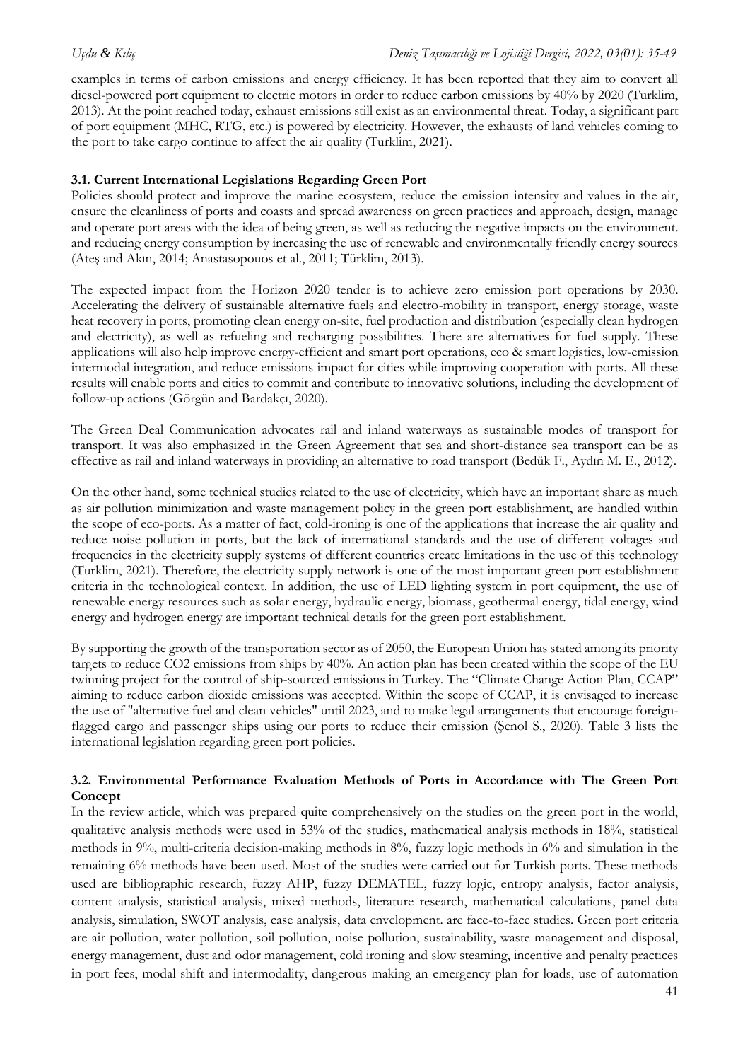examples in terms of carbon emissions and energy efficiency. It has been reported that they aim to convert all diesel-powered port equipment to electric motors in order to reduce carbon emissions by 40% by 2020 (Turklim, 2013). At the point reached today, exhaust emissions still exist as an environmental threat. Today, a significant part of port equipment (MHC, RTG, etc.) is powered by electricity. However, the exhausts of land vehicles coming to the port to take cargo continue to affect the air quality (Turklim, 2021).

### 3.1. Current International Legislations Regarding Green Port

Policies should protect and improve the marine ecosystem, reduce the emission intensity and values in the air, ensure the cleanliness of ports and coasts and spread awareness on green practices and approach, design, manage and operate port areas with the idea of being green, as well as reducing the negative impacts on the environment. and reducing energy consumption by increasing the use of renewable and environmentally friendly energy sources (Ateş and Akın, 2014; Anastasopouos et al., 2011; Türklim, 2013).

The expected impact from the Horizon 2020 tender is to achieve zero emission port operations by 2030. Accelerating the delivery of sustainable alternative fuels and electro-mobility in transport, energy storage, waste heat recovery in ports, promoting clean energy on-site, fuel production and distribution (especially clean hydrogen and electricity), as well as refueling and recharging possibilities. There are alternatives for fuel supply. These applications will also help improve energy-efficient and smart port operations, eco & smart logistics, low-emission intermodal integration, and reduce emissions impact for cities while improving cooperation with ports. All these results will enable ports and cities to commit and contribute to innovative solutions, including the development of follow-up actions (Görgün and Bardakçı, 2020).

The Green Deal Communication advocates rail and inland waterways as sustainable modes of transport for transport. It was also emphasized in the Green Agreement that sea and short-distance sea transport can be as effective as rail and inland waterways in providing an alternative to road transport (Bedük F., Aydın M. E., 2012).

On the other hand, some technical studies related to the use of electricity, which have an important share as much as air pollution minimization and waste management policy in the green port establishment, are handled within the scope of eco-ports. As a matter of fact, cold-ironing is one of the applications that increase the air quality and reduce noise pollution in ports, but the lack of international standards and the use of different voltages and frequencies in the electricity supply systems of different countries create limitations in the use of this technology (Turklim, 2021). Therefore, the electricity supply network is one of the most important green port establishment criteria in the technological context. In addition, the use of LED lighting system in port equipment, the use of renewable energy resources such as solar energy, hydraulic energy, biomass, geothermal energy, tidal energy, wind energy and hydrogen energy are important technical details for the green port establishment.

By supporting the growth of the transportation sector as of 2050, the European Union has stated among its priority targets to reduce $CO_2$ emissions from ships by 40%. An action plan has been created within the scope of the EU twinning project for the control of ship-sourced emissions in Turkey. The "Climate Change Action Plan, CCAP" aiming to reduce carbon dioxide emissions was accepted. Within the scope of CCAP, it is envisaged to increase the use of "alternative fuel and clean vehicles" until 2023, and to make legal arrangements that encourage foreign-flagged cargo and passenger ships using our ports to reduce their emission (Şenol S., 2020). Table 3 lists the international legislation regarding green port policies.

### 3.2. Environmental Performance Evaluation Methods of Ports in Accordance with The Green Port Concept

In the review article, which was prepared quite comprehensively on the studies on the green port in the world, qualitative analysis methods were used in 53% of the studies, mathematical analysis methods in 18%, statistical methods in 9%, multi-criteria decision-making methods in 8%, fuzzy logic methods in 6% and simulation in the remaining 6% methods have been used. Most of the studies were carried out for Turkish ports. These methods used are bibliographic research, fuzzy AHP, fuzzy DEMATEL, fuzzy logic, entropy analysis, factor analysis, content analysis, statistical analysis, mixed methods, literature research, mathematical calculations, panel data analysis, simulation, SWOT analysis, case analysis, data envelopment. are face-to-face studies. Green port criteria are air pollution, water pollution, soil pollution, noise pollution, sustainability, waste management and disposal, energy management, dust and odor management, cold ironing and slow steaming, incentive and penalty practices in port fees, modal shift and intermodality, dangerous making an emergency plan for loads, use of automation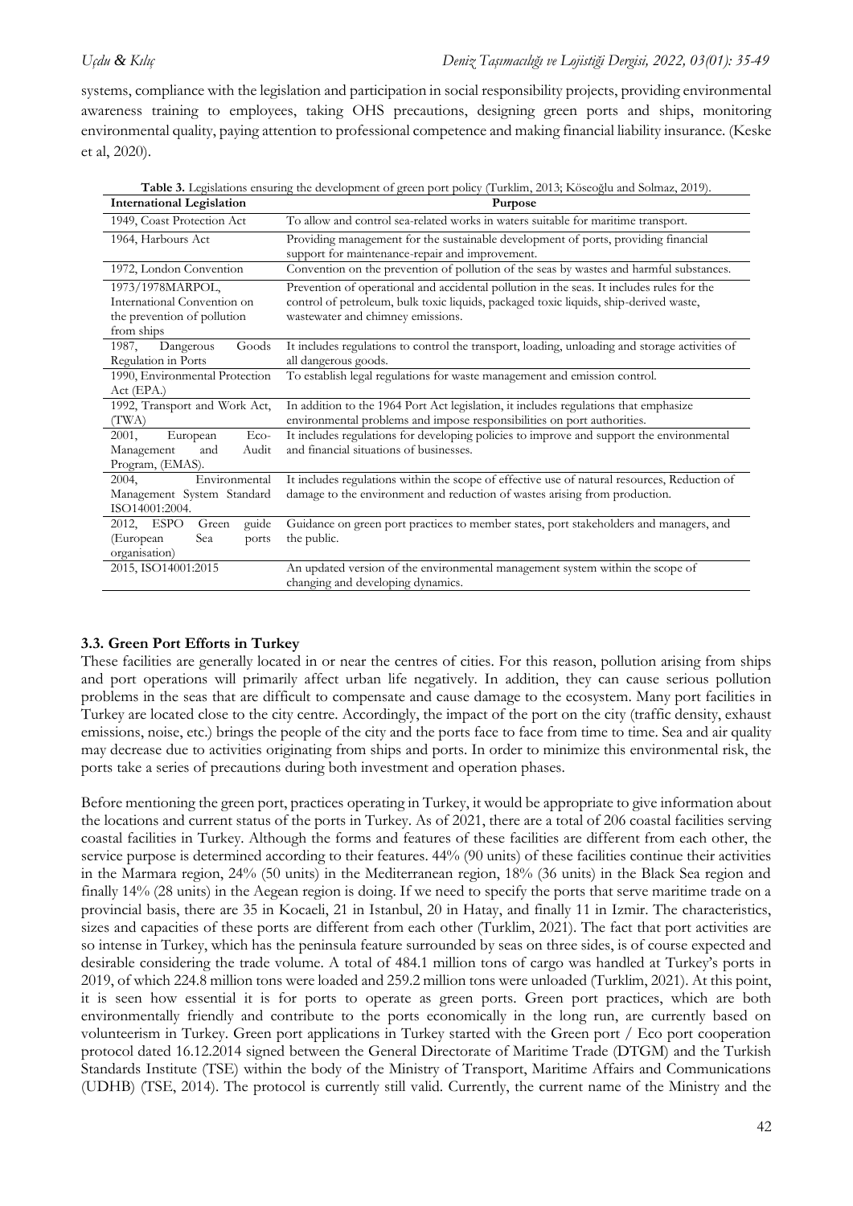systems, compliance with the legislation and participation in social responsibility projects, providing environmental awareness training to employees, taking OHS precautions, designing green ports and ships, monitoring environmental quality, paying attention to professional competence and making financial liability insurance. (Keske et al, 2020).

**Table 3.** Legislations ensuring the development of green port policy (Turklim, 2013; Köseoğlu and Solmaz, 2019).

| International Legislation | Purpose |
|---|---|
| 1949, Coast Protection Act | To allow and control sea-related works in waters suitable for maritime transport. |
| 1964, Harbours Act | Providing management for the sustainable development of ports, providing financial support for maintenance-repair and improvement. |
| 1972, London Convention | Convention on the prevention of pollution of the seas by wastes and harmful substances. |
| 1973/1978MARPOL, International Convention on the prevention of pollution from ships | Prevention of operational and accidental pollution in the seas. It includes rules for the control of petroleum, bulk toxic liquids, packaged toxic liquids, ship-derived waste, wastewater and chimney emissions. |
| 1987, Dangerous Goods Regulation in Ports | It includes regulations to control the transport, loading, unloading and storage activities of all dangerous goods. |
| 1990, Environmental Protection Act (EPA.) | To establish legal regulations for waste management and emission control. |
| 1992, Transport and Work Act, (TWA) | In addition to the 1964 Port Act legislation, it includes regulations that emphasize environmental problems and impose responsibilities on port authorities. |
| 2001, European Eco-Management and Audit Program, (EMAS). | It includes regulations for developing policies to improve and support the environmental and financial situations of businesses. |
| 2004, Environmental Management System Standard ISO14001:2004. | It includes regulations within the scope of effective use of natural resources, Reduction of damage to the environment and reduction of wastes arising from production. |
| 2012, ESPO Green guide (European Sea ports organisation) | Guidance on green port practices to member states, port stakeholders and managers, and the public. |
| 2015, ISO14001:2015 | An updated version of the environmental management system within the scope of changing and developing dynamics. |

### 3.3. Green Port Efforts in Turkey

These facilities are generally located in or near the centres of cities. For this reason, pollution arising from ships and port operations will primarily affect urban life negatively. In addition, they can cause serious pollution problems in the seas that are difficult to compensate and cause damage to the ecosystem. Many port facilities in Turkey are located close to the city centre. Accordingly, the impact of the port on the city (traffic density, exhaust emissions, noise, etc.) brings the people of the city and the ports face to face from time to time. Sea and air quality may decrease due to activities originating from ships and ports. In order to minimize this environmental risk, the ports take a series of precautions during both investment and operation phases.

Before mentioning the green port, practices operating in Turkey, it would be appropriate to give information about the locations and current status of the ports in Turkey. As of 2021, there are a total of 206 coastal facilities serving coastal facilities in Turkey. Although the forms and features of these facilities are different from each other, the service purpose is determined according to their features. 44% (90 units) of these facilities continue their activities in the Marmara region, 24% (50 units) in the Mediterranean region, 18% (36 units) in the Black Sea region and finally 14% (28 units) in the Aegean region is doing. If we need to specify the ports that serve maritime trade on a provincial basis, there are 35 in Kocaeli, 21 in Istanbul, 20 in Hatay, and finally 11 in Izmir. The characteristics, sizes and capacities of these ports are different from each other (Turklim, 2021). The fact that port activities are so intense in Turkey, which has the peninsula feature surrounded by seas on three sides, is of course expected and desirable considering the trade volume. A total of 484.1 million tons of cargo was handled at Turkey's ports in 2019, of which 224.8 million tons were loaded and 259.2 million tons were unloaded (Turklim, 2021). At this point, it is seen how essential it is for ports to operate as green ports. Green port practices, which are both environmentally friendly and contribute to the ports economically in the long run, are currently based on volunteerism in Turkey. Green port applications in Turkey started with the Green port / Eco port cooperation protocol dated 16.12.2014 signed between the General Directorate of Maritime Trade (DTGM) and the Turkish Standards Institute (TSE) within the body of the Ministry of Transport, Maritime Affairs and Communications (UDHB) (TSE, 2014). The protocol is currently still valid. Currently, the current name of the Ministry and the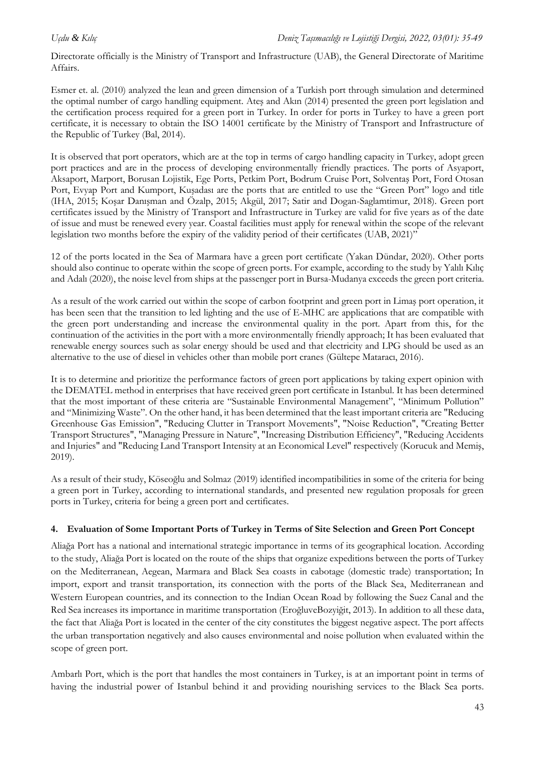Directorate officially is the Ministry of Transport and Infrastructure (UAB), the General Directorate of Maritime Affairs.

Esmer et. al. (2010) analyzed the lean and green dimension of a Turkish port through simulation and determined the optimal number of cargo handling equipment. Ateş and Akın (2014) presented the green port legislation and the certification process required for a green port in Turkey. In order for ports in Turkey to have a green port certificate, it is necessary to obtain the ISO 14001 certificate by the Ministry of Transport and Infrastructure of the Republic of Turkey (Bal, 2014).

It is observed that port operators, which are at the top in terms of cargo handling capacity in Turkey, adopt green port practices and are in the process of developing environmentally friendly practices. The ports of Asyaport, Aksaport, Marport, Borusan Lojistik, Ege Ports, Petkim Port, Bodrum Cruise Port, Solventaş Port, Ford Otosan Port, Evyap Port and Kumport, Kuşadası are the ports that are entitled to use the "Green Port" logo and title (IHA, 2015; Koşar Danışman and Özalp, 2015; Akgül, 2017; Satir and Dogan-Saglamtimur, 2018). Green port certificates issued by the Ministry of Transport and Infrastructure in Turkey are valid for five years as of the date of issue and must be renewed every year. Coastal facilities must apply for renewal within the scope of the relevant legislation two months before the expiry of the validity period of their certificates (UAB, 2021)"

12 of the ports located in the Sea of Marmara have a green port certificate (Yakan Dündar, 2020). Other ports should also continue to operate within the scope of green ports. For example, according to the study by Yalılı Kılıç and Adalı (2020), the noise level from ships at the passenger port in Bursa-Mudanya exceeds the green port criteria.

As a result of the work carried out within the scope of carbon footprint and green port in Limaş port operation, it has been seen that the transition to led lighting and the use of E-MHC are applications that are compatible with the green port understanding and increase the environmental quality in the port. Apart from this, for the continuation of the activities in the port with a more environmentally friendly approach; It has been evaluated that renewable energy sources such as solar energy should be used and that electricity and LPG should be used as an alternative to the use of diesel in vehicles other than mobile port cranes (Gültepe Mataracı, 2016).

It is to determine and prioritize the performance factors of green port applications by taking expert opinion with the DEMATEL method in enterprises that have received green port certificate in Istanbul. It has been determined that the most important of these criteria are "Sustainable Environmental Management", "Minimum Pollution" and "Minimizing Waste". On the other hand, it has been determined that the least important criteria are "Reducing Greenhouse Gas Emission", "Reducing Clutter in Transport Movements", "Noise Reduction", "Creating Better Transport Structures", "Managing Pressure in Nature", "Increasing Distribution Efficiency", "Reducing Accidents and Injuries" and "Reducing Land Transport Intensity at an Economical Level" respectively (Korucuk and Memiş, 2019).

As a result of their study, Köseoğlu and Solmaz (2019) identified incompatibilities in some of the criteria for being a green port in Turkey, according to international standards, and presented new regulation proposals for green ports in Turkey, criteria for being a green port and certificates.

## 4. Evaluation of Some Important Ports of Turkey in Terms of Site Selection and Green Port Concept

Aliağa Port has a national and international strategic importance in terms of its geographical location. According to the study, Aliağa Port is located on the route of the ships that organize expeditions between the ports of Turkey on the Mediterranean, Aegean, Marmara and Black Sea coasts in cabotage (domestic trade) transportation; In import, export and transit transportation, its connection with the ports of the Black Sea, Mediterranean and Western European countries, and its connection to the Indian Ocean Road by following the Suez Canal and the Red Sea increases its importance in maritime transportation (EroğluveBozyiğit, 2013). In addition to all these data, the fact that Aliağa Port is located in the center of the city constitutes the biggest negative aspect. The port affects the urban transportation negatively and also causes environmental and noise pollution when evaluated within the scope of green port.

Ambarlı Port, which is the port that handles the most containers in Turkey, is at an important point in terms of having the industrial power of Istanbul behind it and providing nourishing services to the Black Sea ports.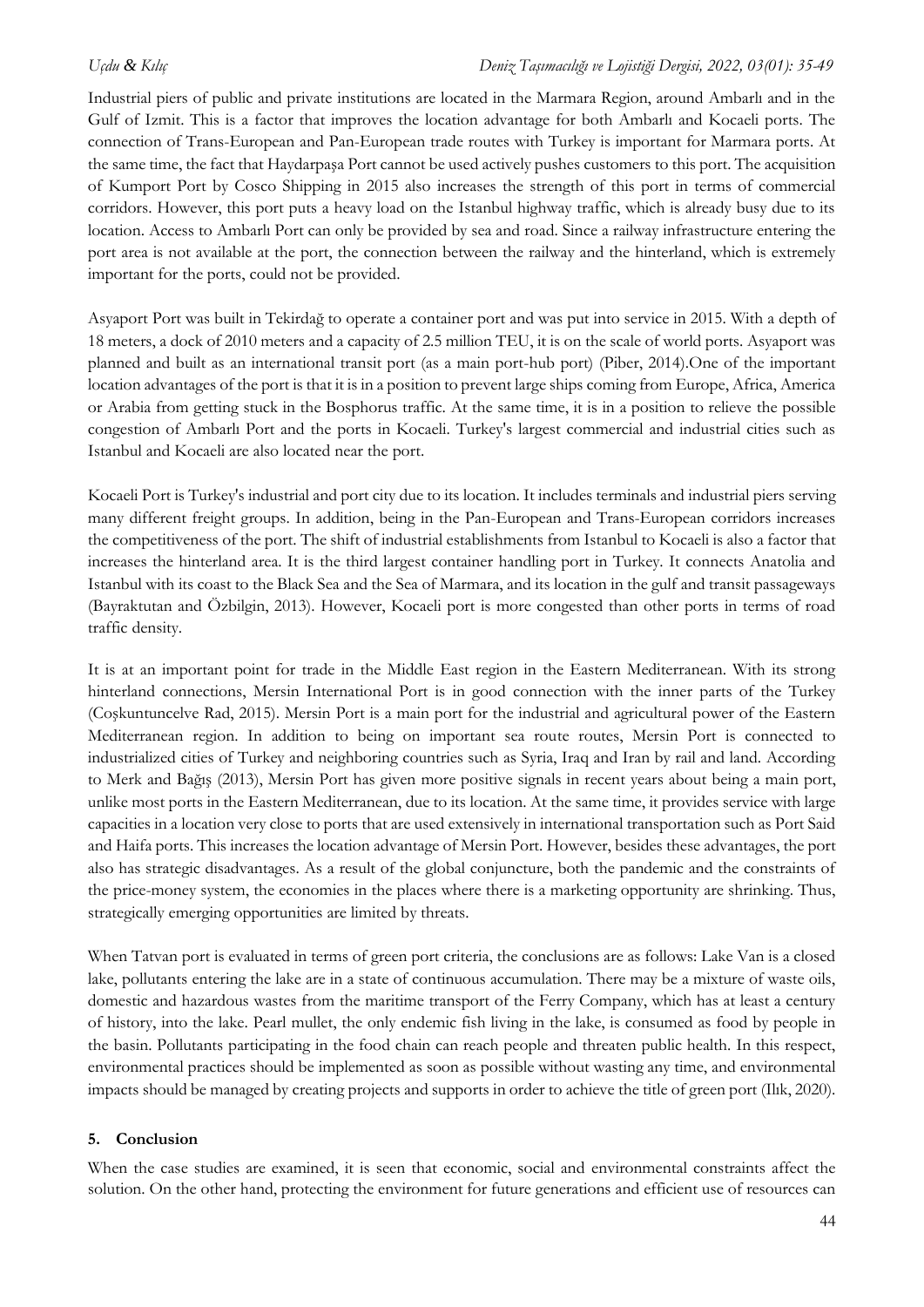Industrial piers of public and private institutions are located in the Marmara Region, around Ambarlı and in the Gulf of Izmit. This is a factor that improves the location advantage for both Ambarlı and Kocaeli ports. The connection of Trans-European and Pan-European trade routes with Turkey is important for Marmara ports. At the same time, the fact that Haydarpaşa Port cannot be used actively pushes customers to this port. The acquisition of Kumport Port by Cosco Shipping in 2015 also increases the strength of this port in terms of commercial corridors. However, this port puts a heavy load on the Istanbul highway traffic, which is already busy due to its location. Access to Ambarlı Port can only be provided by sea and road. Since a railway infrastructure entering the port area is not available at the port, the connection between the railway and the hinterland, which is extremely important for the ports, could not be provided.

Asyaport Port was built in Tekirdağ to operate a container port and was put into service in 2015. With a depth of 18 meters, a dock of 2010 meters and a capacity of 2.5 million TEU, it is on the scale of world ports. Asyaport was planned and built as an international transit port (as a main port-hub port) (Piber, 2014).One of the important location advantages of the port is that it is in a position to prevent large ships coming from Europe, Africa, America or Arabia from getting stuck in the Bosphorus traffic. At the same time, it is in a position to relieve the possible congestion of Ambarlı Port and the ports in Kocaeli. Turkey's largest commercial and industrial cities such as Istanbul and Kocaeli are also located near the port.

Kocaeli Port is Turkey's industrial and port city due to its location. It includes terminals and industrial piers serving many different freight groups. In addition, being in the Pan-European and Trans-European corridors increases the competitiveness of the port. The shift of industrial establishments from Istanbul to Kocaeli is also a factor that increases the hinterland area. It is the third largest container handling port in Turkey. It connects Anatolia and Istanbul with its coast to the Black Sea and the Sea of Marmara, and its location in the gulf and transit passageways (Bayraktutan and Özbilgin, 2013). However, Kocaeli port is more congested than other ports in terms of road traffic density.

It is at an important point for trade in the Middle East region in the Eastern Mediterranean. With its strong hinterland connections, Mersin International Port is in good connection with the inner parts of the Turkey (Coşkuntuncelve Rad, 2015). Mersin Port is a main port for the industrial and agricultural power of the Eastern Mediterranean region. In addition to being on important sea route routes, Mersin Port is connected to industrialized cities of Turkey and neighboring countries such as Syria, Iraq and Iran by rail and land. According to Merk and Bağış (2013), Mersin Port has given more positive signals in recent years about being a main port, unlike most ports in the Eastern Mediterranean, due to its location. At the same time, it provides service with large capacities in a location very close to ports that are used extensively in international transportation such as Port Said and Haifa ports. This increases the location advantage of Mersin Port. However, besides these advantages, the port also has strategic disadvantages. As a result of the global conjuncture, both the pandemic and the constraints of the price-money system, the economies in the places where there is a marketing opportunity are shrinking. Thus, strategically emerging opportunities are limited by threats.

When Tatvan port is evaluated in terms of green port criteria, the conclusions are as follows: Lake Van is a closed lake, pollutants entering the lake are in a state of continuous accumulation. There may be a mixture of waste oils, domestic and hazardous wastes from the maritime transport of the Ferry Company, which has at least a century of history, into the lake. Pearl mullet, the only endemic fish living in the lake, is consumed as food by people in the basin. Pollutants participating in the food chain can reach people and threaten public health. In this respect, environmental practices should be implemented as soon as possible without wasting any time, and environmental impacts should be managed by creating projects and supports in order to achieve the title of green port (Ilık, 2020).

## 5. Conclusion

When the case studies are examined, it is seen that economic, social and environmental constraints affect the solution. On the other hand, protecting the environment for future generations and efficient use of resources can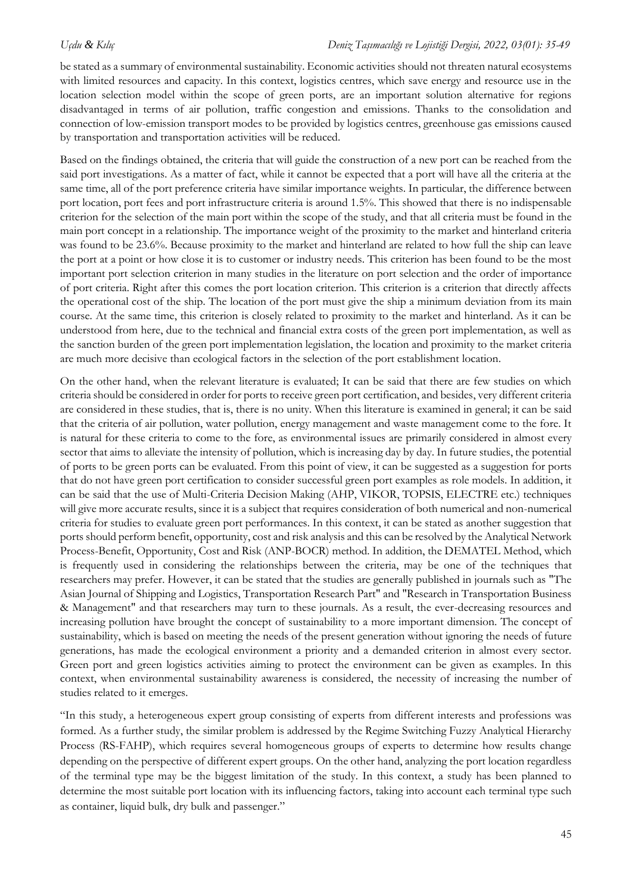be stated as a summary of environmental sustainability. Economic activities should not threaten natural ecosystems with limited resources and capacity. In this context, logistics centres, which save energy and resource use in the location selection model within the scope of green ports, are an important solution alternative for regions disadvantaged in terms of air pollution, traffic congestion and emissions. Thanks to the consolidation and connection of low-emission transport modes to be provided by logistics centres, greenhouse gas emissions caused by transportation and transportation activities will be reduced.

Based on the findings obtained, the criteria that will guide the construction of a new port can be reached from the said port investigations. As a matter of fact, while it cannot be expected that a port will have all the criteria at the same time, all of the port preference criteria have similar importance weights. In particular, the difference between port location, port fees and port infrastructure criteria is around 1.5%. This showed that there is no indispensable criterion for the selection of the main port within the scope of the study, and that all criteria must be found in the main port concept in a relationship. The importance weight of the proximity to the market and hinterland criteria was found to be 23.6%. Because proximity to the market and hinterland are related to how full the ship can leave the port at a point or how close it is to customer or industry needs. This criterion has been found to be the most important port selection criterion in many studies in the literature on port selection and the order of importance of port criteria. Right after this comes the port location criterion. This criterion is a criterion that directly affects the operational cost of the ship. The location of the port must give the ship a minimum deviation from its main course. At the same time, this criterion is closely related to proximity to the market and hinterland. As it can be understood from here, due to the technical and financial extra costs of the green port implementation, as well as the sanction burden of the green port implementation legislation, the location and proximity to the market criteria are much more decisive than ecological factors in the selection of the port establishment location.

On the other hand, when the relevant literature is evaluated; It can be said that there are few studies on which criteria should be considered in order for ports to receive green port certification, and besides, very different criteria are considered in these studies, that is, there is no unity. When this literature is examined in general; it can be said that the criteria of air pollution, water pollution, energy management and waste management come to the fore. It is natural for these criteria to come to the fore, as environmental issues are primarily considered in almost every sector that aims to alleviate the intensity of pollution, which is increasing day by day. In future studies, the potential of ports to be green ports can be evaluated. From this point of view, it can be suggested as a suggestion for ports that do not have green port certification to consider successful green port examples as role models. In addition, it can be said that the use of Multi-Criteria Decision Making (AHP, VIKOR, TOPSIS, ELECTRE etc.) techniques will give more accurate results, since it is a subject that requires consideration of both numerical and non-numerical criteria for studies to evaluate green port performances. In this context, it can be stated as another suggestion that ports should perform benefit, opportunity, cost and risk analysis and this can be resolved by the Analytical Network Process-Benefit, Opportunity, Cost and Risk (ANP-BOCR) method. In addition, the DEMATEL Method, which is frequently used in considering the relationships between the criteria, may be one of the techniques that researchers may prefer. However, it can be stated that the studies are generally published in journals such as "The Asian Journal of Shipping and Logistics, Transportation Research Part" and "Research in Transportation Business & Management" and that researchers may turn to these journals. As a result, the ever-decreasing resources and increasing pollution have brought the concept of sustainability to a more important dimension. The concept of sustainability, which is based on meeting the needs of the present generation without ignoring the needs of future generations, has made the ecological environment a priority and a demanded criterion in almost every sector. Green port and green logistics activities aiming to protect the environment can be given as examples. In this context, when environmental sustainability awareness is considered, the necessity of increasing the number of studies related to it emerges.

"In this study, a heterogeneous expert group consisting of experts from different interests and professions was formed. As a further study, the similar problem is addressed by the Regime Switching Fuzzy Analytical Hierarchy Process (RS-FAHP), which requires several homogeneous groups of experts to determine how results change depending on the perspective of different expert groups. On the other hand, analyzing the port location regardless of the terminal type may be the biggest limitation of the study. In this context, a study has been planned to determine the most suitable port location with its influencing factors, taking into account each terminal type such as container, liquid bulk, dry bulk and passenger."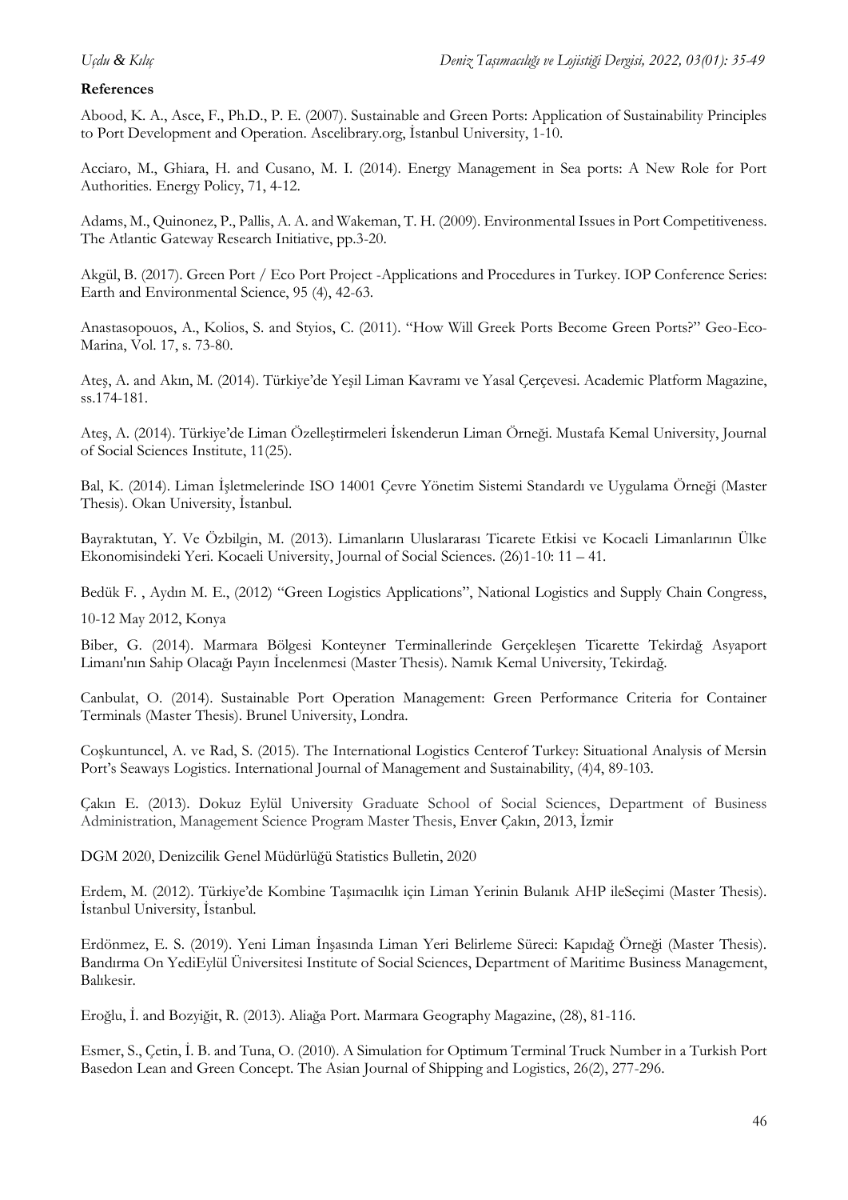**References**

Abood, K. A., Asce, F., Ph.D., P. E. (2007). Sustainable and Green Ports: Application of Sustainability Principles to Port Development and Operation. Ascelibrary.org, İstanbul University, 1-10.

Acciaro, M., Ghiara, H. and Cusano, M. I. (2014). Energy Management in Sea ports: A New Role for Port Authorities. Energy Policy, 71, 4-12.

Adams, M., Quinonez, P., Pallis, A. A. and Wakeman, T. H. (2009). Environmental Issues in Port Competitiveness. The Atlantic Gateway Research Initiative, pp.3-20.

Akgül, B. (2017). Green Port / Eco Port Project -Applications and Procedures in Turkey. IOP Conference Series: Earth and Environmental Science, 95 (4), 42-63.

Anastasopouos, A., Kolios, S. and Styios, C. (2011). "How Will Greek Ports Become Green Ports?" Geo-Eco-Marina, Vol. 17, s. 73-80.

Ateş, A. and Akın, M. (2014). Türkiye'de Yeşil Liman Kavramı ve Yasal Çerçevesi. Academic Platform Magazine, ss.174-181.

Ateş, A. (2014). Türkiye'de Liman Özelleştirmeleri İskenderun Liman Örneği. Mustafa Kemal University, Journal of Social Sciences Institute, 11(25).

Bal, K. (2014). Liman İşletmelerinde ISO 14001 Çevre Yönetim Sistemi Standardı ve Uygulama Örneği (Master Thesis). Okan University, İstanbul.

Bayraktutan, Y. Ve Özbilgin, M. (2013). Limanların Uluslararası Ticarete Etkisi ve Kocaeli Limanlarının Ülke Ekonomisindeki Yeri. Kocaeli University, Journal of Social Sciences. (26)1-10: 11 – 41.

Bedük F. , Aydın M. E., (2012) "Green Logistics Applications", National Logistics and Supply Chain Congress, 10-12 May 2012, Konya

Biber, G. (2014). Marmara Bölgesi Konteyner Terminallerinde Gerçekleşen Ticarette Tekirdağ Asyaport Limanı'nın Sahip Olacağı Payın İncelenmesi (Master Thesis). Namık Kemal University, Tekirdağ.

Canbulat, O. (2014). Sustainable Port Operation Management: Green Performance Criteria for Container Terminals (Master Thesis). Brunel University, Londra.

Coşkuntuncel, A. ve Rad, S. (2015). The International Logistics Centerof Turkey: Situational Analysis of Mersin Port's Seaways Logistics. International Journal of Management and Sustainability, (4)4, 89-103.

Çakın E. (2013). Dokuz Eylül University Graduate School of Social Sciences, Department of Business Administration, Management Science Program Master Thesis, Enver Çakın, 2013, İzmir

DGM 2020, Denizcilik Genel Müdürlüğü Statistics Bulletin, 2020

Erdem, M. (2012). Türkiye'de Kombine Taşımacılık için Liman Yerinin Bulanık AHP ileSeçimi (Master Thesis). İstanbul University, İstanbul.

Erdönmez, E. S. (2019). Yeni Liman İnşasında Liman Yeri Belirleme Süreci: Kapıdağ Örneği (Master Thesis). Bandırma On YediEylül Üniversitesi Institute of Social Sciences, Department of Maritime Business Management, Balıkesir.

Eroğlu, İ. and Bozyiğit, R. (2013). Aliağa Port. Marmara Geography Magazine, (28), 81-116.

Esmer, S., Çetin, İ. B. and Tuna, O. (2010). A Simulation for Optimum Terminal Truck Number in a Turkish Port Basedon Lean and Green Concept. The Asian Journal of Shipping and Logistics, 26(2), 277-296.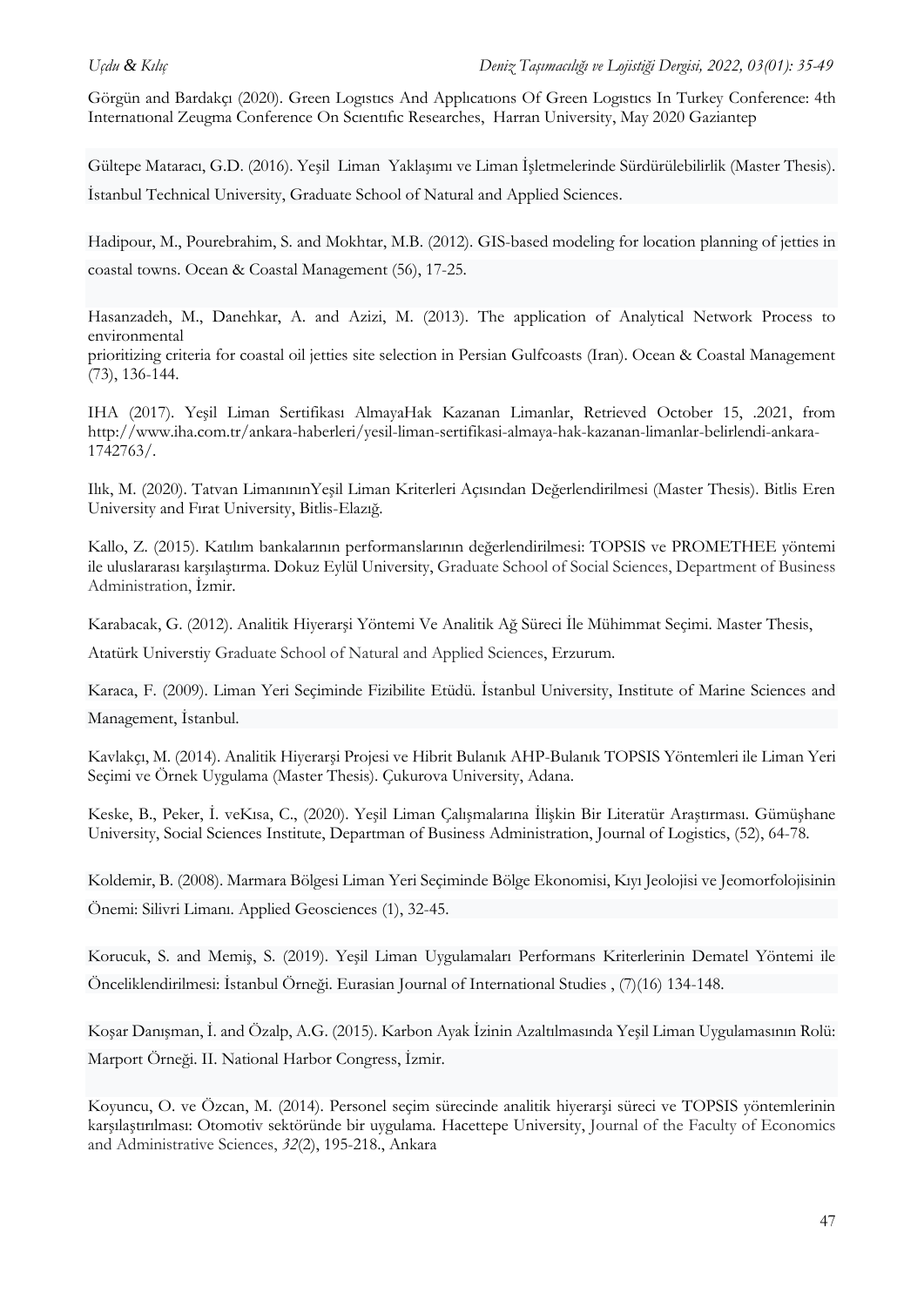Görgün and Bardakçı (2020). Green Logıstıcs And Applıcatıons Of Green Logıstıcs In Turkey Conference: 4th Internatıonal Zeugma Conference On Scıentıfıc Researches, Harran University, May 2020 Gaziantep

Gültepe Mataracı, G.D. (2016). Yeşil Liman Yaklaşımı ve Liman İşletmelerinde Sürdürülebilirlik (Master Thesis). İstanbul Technical University, Graduate School of Natural and Applied Sciences.

Hadipour, M., Pourebrahim, S. and Mokhtar, M.B. (2012). GIS-based modeling for location planning of jetties in coastal towns. Ocean & Coastal Management (56), 17-25.

Hasanzadeh, M., Danehkar, A. and Azizi, M. (2013). The application of Analytical Network Process to environmental
prioritizing criteria for coastal oil jetties site selection in Persian Gulfcoasts (Iran). Ocean & Coastal Management (73), 136-144.

IHA (2017). Yeşil Liman Sertifikası AlmayaHak Kazanan Limanlar, Retrieved October 15, .2021, from http://www.iha.com.tr/ankara-haberleri/yesil-liman-sertifikasi-almaya-hak-kazanan-limanlar-belirlendi-ankara-1742763/.

Ilık, M. (2020). Tatvan LimanınınYeşil Liman Kriterleri Açısından Değerlendirilmesi (Master Thesis). Bitlis Eren University and Fırat University, Bitlis-Elazığ.

Kallo, Z. (2015). Katılım bankalarının performanslarının değerlendirilmesi: TOPSIS ve PROMETHEE yöntemi ile uluslararası karşılaştırma. Dokuz Eylül University, Graduate School of Social Sciences, Department of Business Administration, İzmir.

Karabacak, G. (2012). Analitik Hiyerarşi Yöntemi Ve Analitik Ağ Süreci İle Mühimmat Seçimi. Master Thesis, Atatürk Universtiy Graduate School of Natural and Applied Sciences, Erzurum.

Karaca, F. (2009). Liman Yeri Seçiminde Fizibilite Etüdü. İstanbul University, Institute of Marine Sciences and Management, İstanbul.

Kavlakçı, M. (2014). Analitik Hiyerarşi Projesi ve Hibrit Bulanık AHP-Bulanık TOPSIS Yöntemleri ile Liman Yeri Seçimi ve Örnek Uygulama (Master Thesis). Çukurova University, Adana.

Keske, B., Peker, İ. veKısa, C., (2020). Yeşil Liman Çalışmalarına İlişkin Bir Literatür Araştırması. Gümüşhane University, Social Sciences Institute, Departman of Business Administration, Journal of Logistics, (52), 64-78.

Koldemir, B. (2008). Marmara Bölgesi Liman Yeri Seçiminde Bölge Ekonomisi, Kıyı Jeolojisi ve Jeomorfolojisinin Önemi: Silivri Limanı. Applied Geosciences (1), 32-45.

Korucuk, S. and Memiş, S. (2019). Yeşil Liman Uygulamaları Performans Kriterlerinin Dematel Yöntemi ile Önceliklendirilmesi: İstanbul Örneği. Eurasian Journal of International Studies , (7)(16) 134-148.

Koşar Danışman, İ. and Özalp, A.G. (2015). Karbon Ayak İzinin Azaltılmasında Yeşil Liman Uygulamasının Rolü: Marport Örneği. II. National Harbor Congress, İzmir.

Koyuncu, O. ve Özcan, M. (2014). Personel seçim sürecinde analitik hiyerarşi süreci ve TOPSIS yöntemlerinin karşılaştırılması: Otomotiv sektöründe bir uygulama. Hacettepe University, Journal of the Faculty of Economics and Administrative Sciences, *32*(2), 195-218., Ankara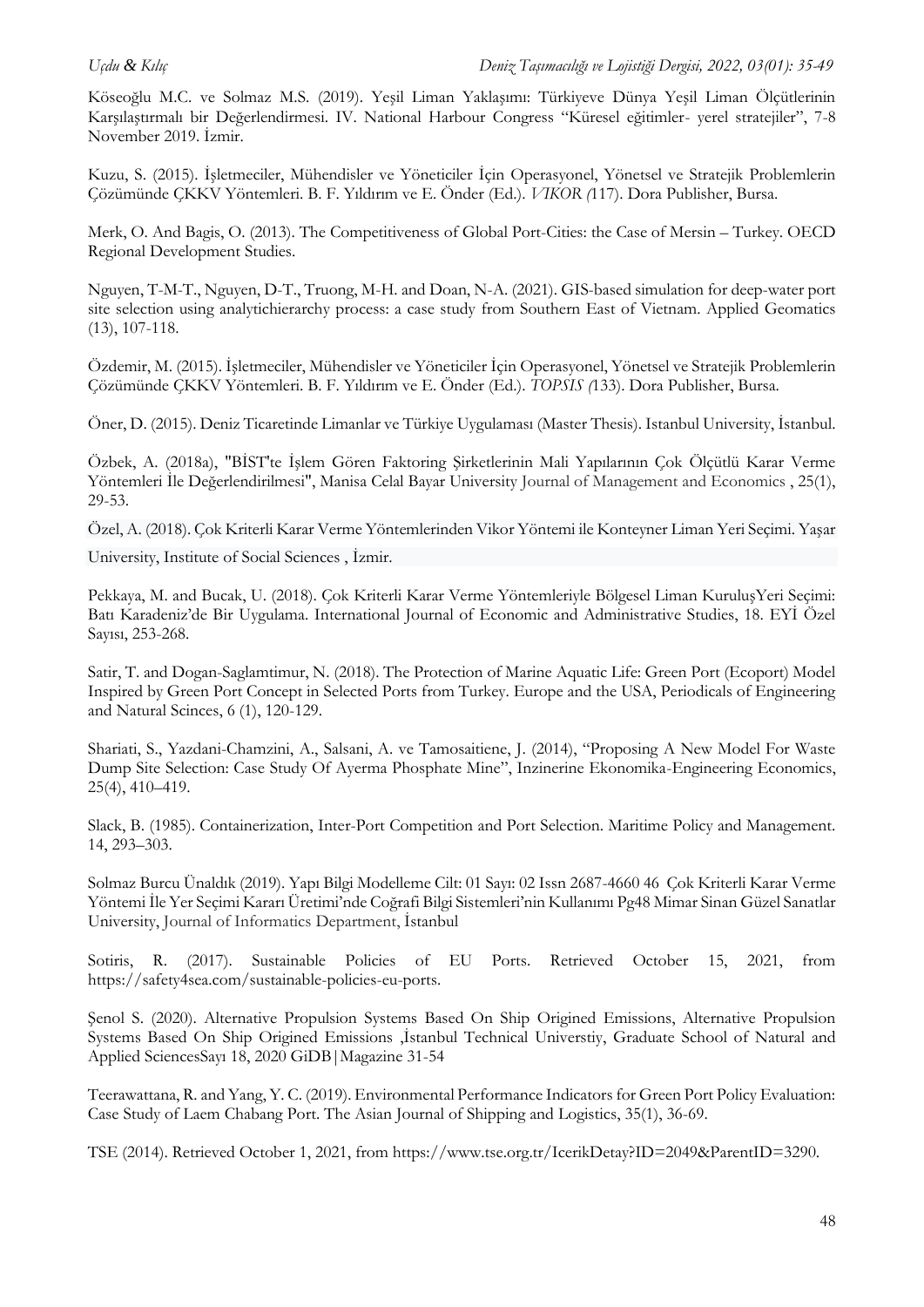Köseoğlu M.C. ve Solmaz M.S. (2019). Yeşil Liman Yaklaşımı: Türkiyeve Dünya Yeşil Liman Ölçütlerinin Karşılaştırmalı bir Değerlendirmesi. IV. National Harbour Congress "Küresel eğitimler- yerel stratejiler", 7-8 November 2019. İzmir.

Kuzu, S. (2015). İşletmeciler, Mühendisler ve Yöneticiler İçin Operasyonel, Yönetsel ve Stratejik Problemlerin Çözümünde ÇKKV Yöntemleri. B. F. Yıldırım ve E. Önder (Ed.). *VIKOR (*117). Dora Publisher, Bursa.

Merk, O. And Bagis, O. (2013). The Competitiveness of Global Port-Cities: the Case of Mersin – Turkey. OECD Regional Development Studies.

Nguyen, T-M-T., Nguyen, D-T., Truong, M-H. and Doan, N-A. (2021). GIS-based simulation for deep-water port site selection using analytichierarchy process: a case study from Southern East of Vietnam. Applied Geomatics (13), 107-118.

Özdemir, M. (2015). İşletmeciler, Mühendisler ve Yöneticiler İçin Operasyonel, Yönetsel ve Stratejik Problemlerin Çözümünde ÇKKV Yöntemleri. B. F. Yıldırım ve E. Önder (Ed.). *TOPSIS (*133). Dora Publisher, Bursa.

Öner, D. (2015). Deniz Ticaretinde Limanlar ve Türkiye Uygulaması (Master Thesis). Istanbul University, İstanbul.

Özbek, A. (2018a), "BİST'te İşlem Gören Faktoring Şirketlerinin Mali Yapılarının Çok Ölçütlü Karar Verme Yöntemleri İle Değerlendirilmesi", Manisa Celal Bayar University Journal of Management and Economics , 25(1), 29-53.

Özel, A. (2018). Çok Kriterli Karar Verme Yöntemlerinden Vikor Yöntemi ile Konteyner Liman Yeri Seçimi. Yaşar University, Institute of Social Sciences , İzmir.

Pekkaya, M. and Bucak, U. (2018). Çok Kriterli Karar Verme Yöntemleriyle Bölgesel Liman KuruluşYeri Seçimi: Batı Karadeniz'de Bir Uygulama. International Journal of Economic and Administrative Studies, 18. EYİ Özel Sayısı, 253-268.

Satir, T. and Dogan-Saglamtimur, N. (2018). The Protection of Marine Aquatic Life: Green Port (Ecoport) Model Inspired by Green Port Concept in Selected Ports from Turkey. Europe and the USA, Periodicals of Engineering and Natural Scinces, 6 (1), 120-129.

Shariati, S., Yazdani-Chamzini, A., Salsani, A. ve Tamosaitiene, J. (2014), "Proposing A New Model For Waste Dump Site Selection: Case Study Of Ayerma Phosphate Mine", Inzinerine Ekonomika-Engineering Economics, 25(4), 410–419.

Slack, B. (1985). Containerization, Inter-Port Competition and Port Selection. Maritime Policy and Management. 14, 293–303.

Solmaz Burcu Ünaldık (2019). Yapı Bilgi Modelleme Cilt: 01 Sayı: 02 Issn 2687-4660 46 Çok Kriterli Karar Verme Yöntemi İle Yer Seçimi Kararı Üretimi'nde Coğrafi Bilgi Sistemleri'nin Kullanımı Pg48 Mimar Sinan Güzel Sanatlar University, Journal of Informatics Department, İstanbul

Sotiris, R. (2017). Sustainable Policies of EU Ports. Retrieved October 15, 2021, from https://safety4sea.com/sustainable-policies-eu-ports.

Şenol S. (2020). Alternative Propulsion Systems Based On Ship Origined Emissions, Alternative Propulsion Systems Based On Ship Origined Emissions ,İstanbul Technical Universtiy, Graduate School of Natural and Applied SciencesSayı 18, 2020 GiDB|Magazine 31-54

Teerawattana, R. and Yang, Y. C. (2019). Environmental Performance Indicators for Green Port Policy Evaluation: Case Study of Laem Chabang Port. The Asian Journal of Shipping and Logistics, 35(1), 36-69.

TSE (2014). Retrieved October 1, 2021, from https://www.tse.org.tr/IcerikDetay?ID=2049&ParentID=3290.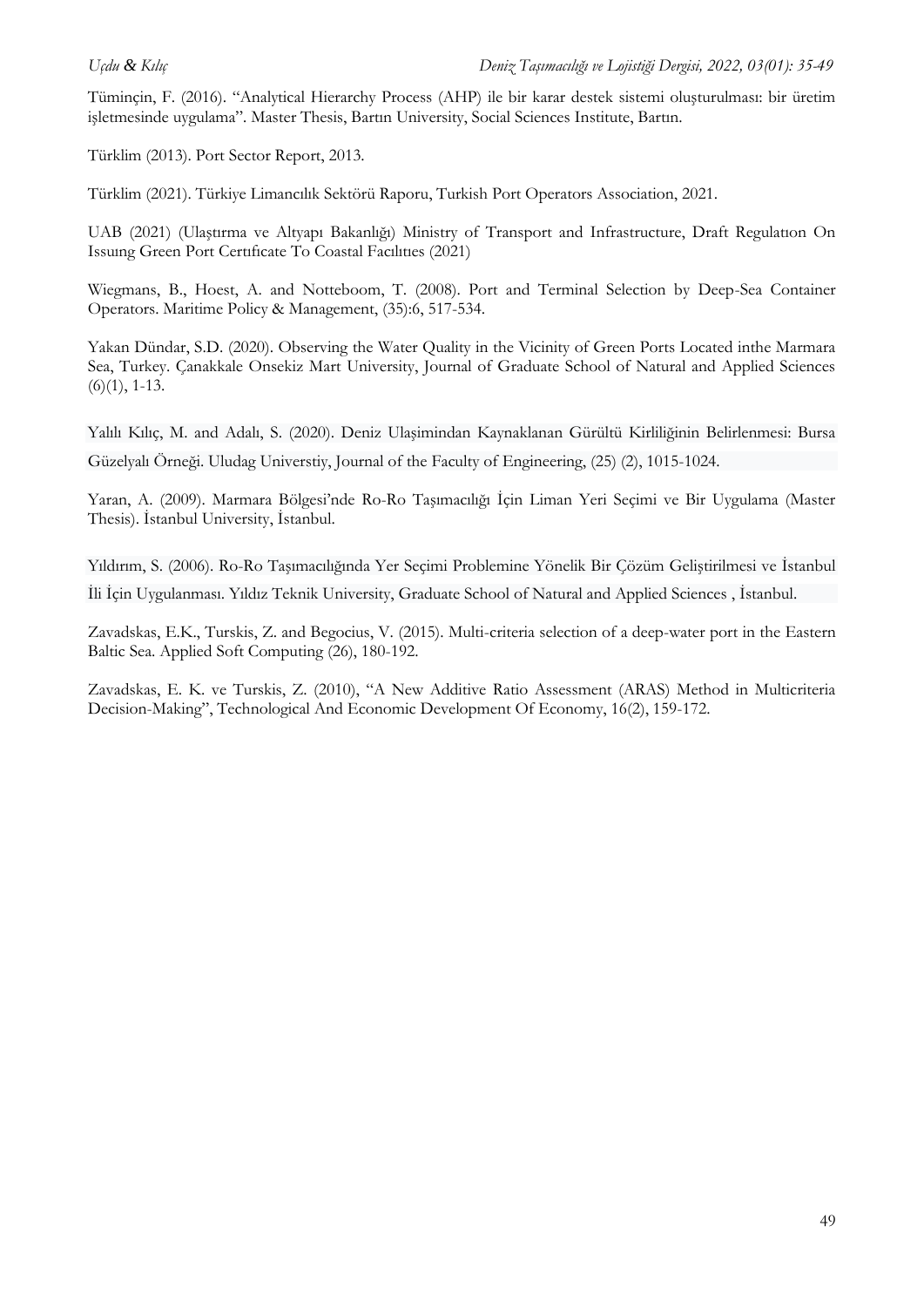Tüminçin, F. (2016). "Analytical Hierarchy Process (AHP) ile bir karar destek sistemi oluşturulması: bir üretim işletmesinde uygulama". Master Thesis, Bartın University, Social Sciences Institute, Bartın.

Türklim (2013). Port Sector Report, 2013.

Türklim (2021). Türkiye Limancılık Sektörü Raporu, Turkish Port Operators Association, 2021.

UAB (2021) (Ulaştırma ve Altyapı Bakanlığı) Ministry of Transport and Infrastructure, Draft Regulatıon On Issuıng Green Port Certıficate To Coastal Facılıtıes (2021)

Wiegmans, B., Hoest, A. and Notteboom, T. (2008). Port and Terminal Selection by Deep-Sea Container Operators. Maritime Policy & Management, (35):6, 517-534.

Yakan Dündar, S.D. (2020). Observing the Water Quality in the Vicinity of Green Ports Located inthe Marmara Sea, Turkey. Çanakkale Onsekiz Mart University, Journal of Graduate School of Natural and Applied Sciences (6)(1), 1-13.

Yalılı Kılıç, M. and Adalı, S. (2020). Deniz Ulaşimindan Kaynaklanan Gürültü Kirliliğinin Belirlenmesi: Bursa Güzelyalı Örneği. Uludag Universtiy, Journal of the Faculty of Engineering, (25) (2), 1015-1024.

Yaran, A. (2009). Marmara Bölgesi'nde Ro-Ro Taşımacılığı İçin Liman Yeri Seçimi ve Bir Uygulama (Master Thesis). İstanbul University, İstanbul.

Yıldırım, S. (2006). Ro-Ro Taşımacılığında Yer Seçimi Problemine Yönelik Bir Çözüm Geliştirilmesi ve İstanbul İli İçin Uygulanması. Yıldız Teknik University, Graduate School of Natural and Applied Sciences , İstanbul.

Zavadskas, E.K., Turskis, Z. and Begocius, V. (2015). Multi-criteria selection of a deep-water port in the Eastern Baltic Sea. Applied Soft Computing (26), 180-192.

Zavadskas, E. K. ve Turskis, Z. (2010), "A New Additive Ratio Assessment (ARAS) Method in Multicriteria Decision-Making", Technological And Economic Development Of Economy, 16(2), 159-172.